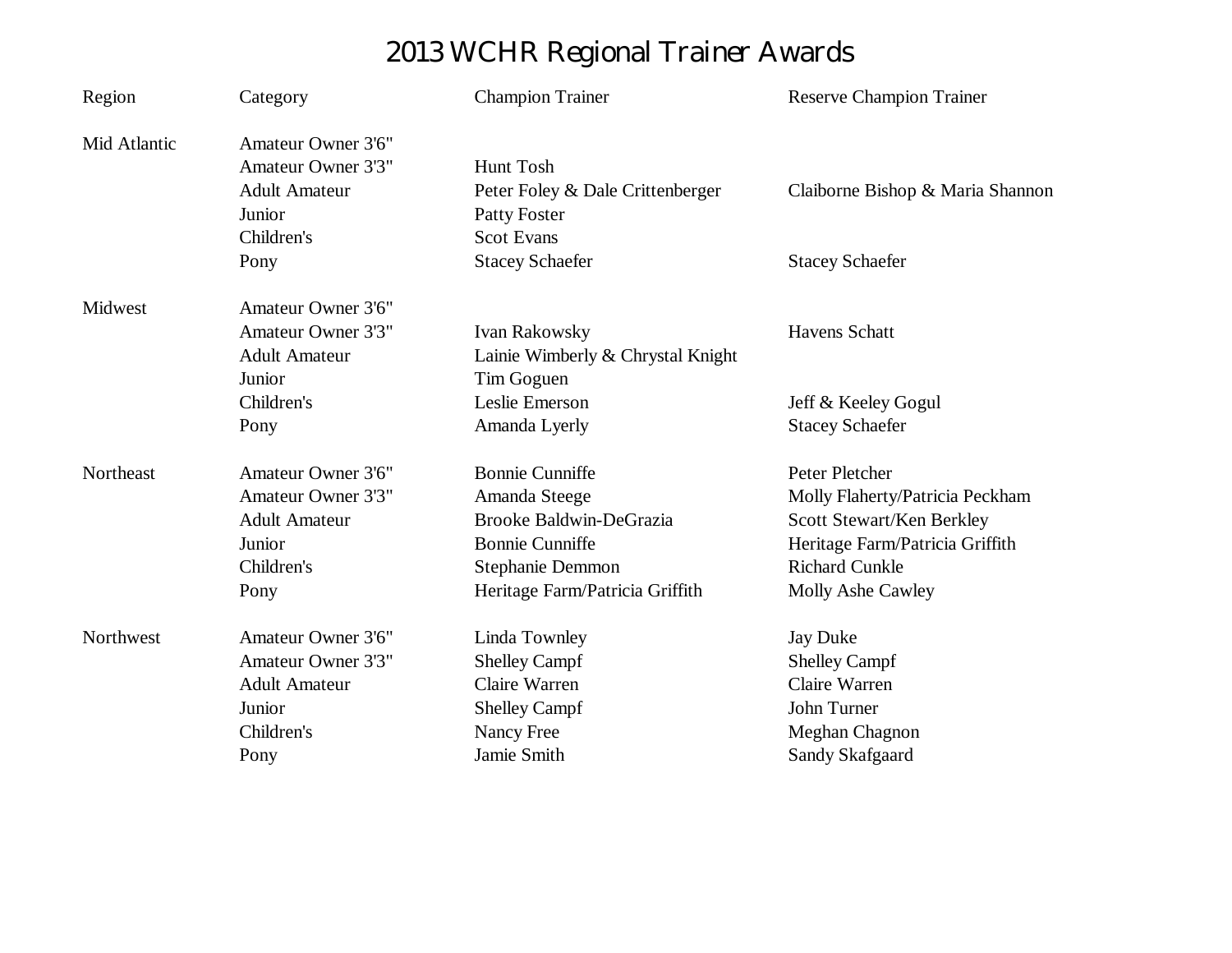# 2013 WCHR Regional Trainer Awards

| Region | Category | Champion Trainer | Reserve Champion Trainer |
| --- | --- | --- | --- |
| Mid Atlantic | Amateur Owner 3'6" | | |
| | Amateur Owner 3'3" | Hunt Tosh | |
| | Adult Amateur | Peter Foley & Dale Crittenberger | Claiborne Bishop & Maria Shannon |
| | Junior | Patty Foster | |
| | Children's | Scot Evans | |
| | Pony | Stacey Schaefer | Stacey Schaefer |
| Midwest | Amateur Owner 3'6" | | |
| | Amateur Owner 3'3" | Ivan Rakowsky | Havens Schatt |
| | Adult Amateur | Lainie Wimberly & Chrystal Knight | |
| | Junior | Tim Goguen | |
| | Children's | Leslie Emerson | Jeff & Keeley Gogul |
| | Pony | Amanda Lyerly | Stacey Schaefer |
| Northeast | Amateur Owner 3'6" | Bonnie Cunniffe | Peter Pletcher |
| | Amateur Owner 3'3" | Amanda Steege | Molly Flaherty/Patricia Peckham |
| | Adult Amateur | Brooke Baldwin-DeGrazia | Scott Stewart/Ken Berkley |
| | Junior | Bonnie Cunniffe | Heritage Farm/Patricia Griffith |
| | Children's | Stephanie Demmon | Richard Cunkle |
| | Pony | Heritage Farm/Patricia Griffith | Molly Ashe Cawley |
| Northwest | Amateur Owner 3'6" | Linda Townley | Jay Duke |
| | Amateur Owner 3'3" | Shelley Campf | Shelley Campf |
| | Adult Amateur | Claire Warren | Claire Warren |
| | Junior | Shelley Campf | John Turner |
| | Children's | Nancy Free | Meghan Chagnon |
| | Pony | Jamie Smith | Sandy Skafgaard |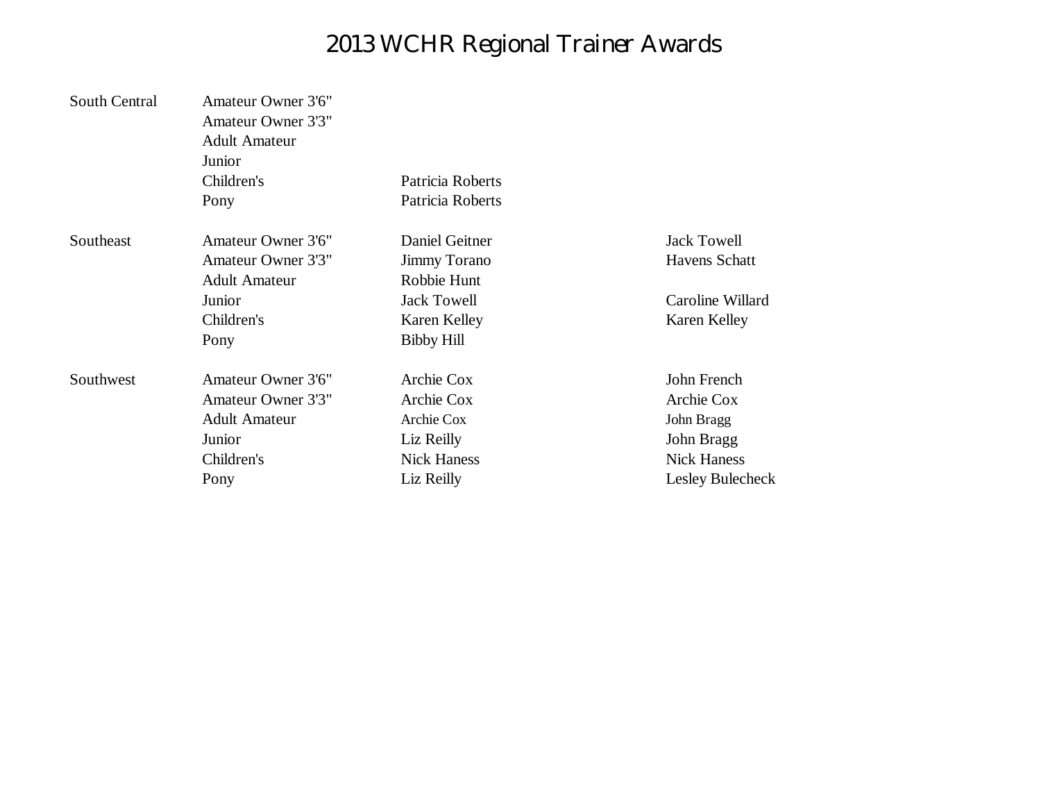# 2013 WCHR Regional Trainer Awards

| | | | |
|---|---|---|---|
| South Central | Amateur Owner 3'6" | | |
| | Amateur Owner 3'3" | | |
| | Adult Amateur | | |
| | Junior | | |
| | Children's | Patricia Roberts | |
| | Pony | Patricia Roberts | |
| Southeast | Amateur Owner 3'6" | Daniel Geitner | Jack Towell |
| | Amateur Owner 3'3" | Jimmy Torano | Havens Schatt |
| | Adult Amateur | Robbie Hunt | |
| | Junior | Jack Towell | Caroline Willard |
| | Children's | Karen Kelley | Karen Kelley |
| | Pony | Bibby Hill | |
| Southwest | Amateur Owner 3'6" | Archie Cox | John French |
| | Amateur Owner 3'3" | Archie Cox | Archie Cox |
| | Adult Amateur | Archie Cox | John Bragg |
| | Junior | Liz Reilly | John Bragg |
| | Children's | Nick Haness | Nick Haness |
| | Pony | Liz Reilly | Lesley Bulecheck |